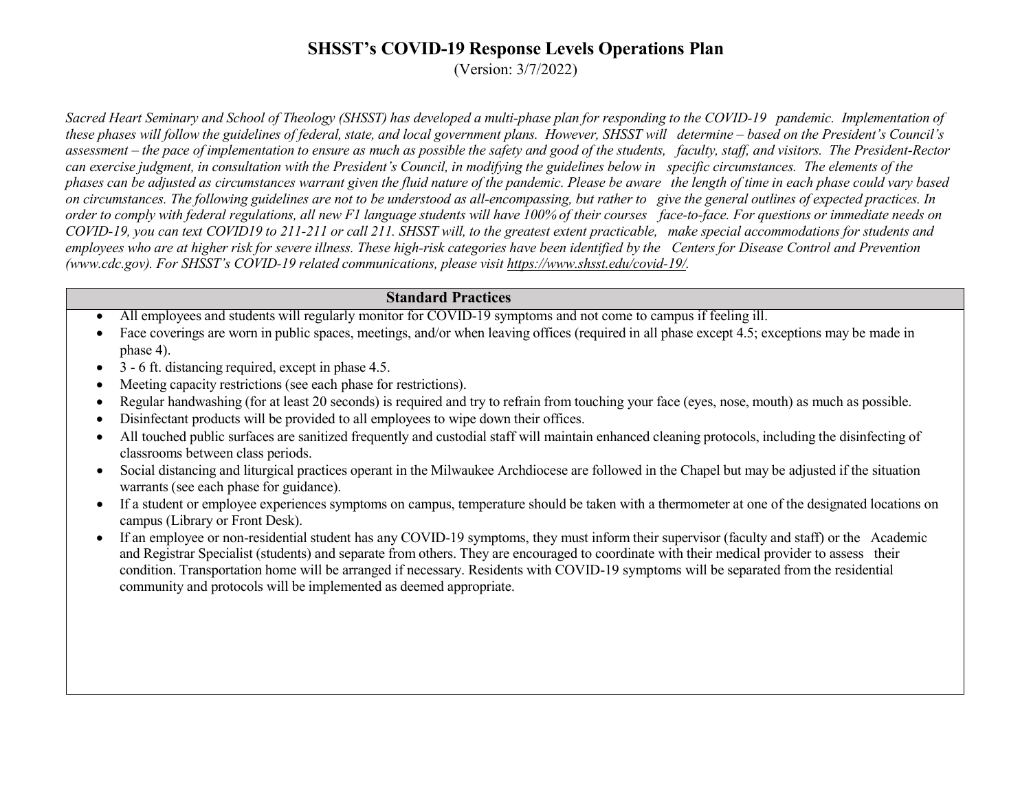# SHSST's COVID-19 Response Levels Operations Plan

(Version: 3/7/2022)

*Sacred Heart Seminary and School of Theology (SHSST) has developed a multi-phase plan for responding to the COVID-19 pandemic. Implementation of these phases will follow the guidelines of federal, state, and local government plans. However, SHSST will determine – based on the President's Council's assessment – the pace of implementation to ensure as much as possible the safety and good of the students, faculty, staff, and visitors. The President-Rector can exercise judgment, in consultation with the President's Council, in modifying the guidelines below in specific circumstances. The elements of the phases can be adjusted as circumstances warrant given the fluid nature of the pandemic. Please be aware the length of time in each phase could vary based on circumstances. The following guidelines are not to be understood as all-encompassing, but rather to give the general outlines of expected practices. In order to comply with federal regulations, all new F1 language students will have 100% of their courses face-to-face. For questions or immediate needs on COVID-19, you can text COVID19 to 211-211 or call 211. SHSST will, to the greatest extent practicable, make special accommodations for students and employees who are at higher risk for severe illness. These high-risk categories have been identified by the Centers for Disease Control and Prevention (www.cdc.gov). For SHSST's COVID-19 related communications, please visit https://www.shsst.edu/covid-19/.*

## Standard Practices

- All employees and students will regularly monitor for COVID-19 symptoms and not come to campus if feeling ill.
- Face coverings are worn in public spaces, meetings, and/or when leaving offices (required in all phase except 4.5; exceptions may be made in phase 4).
- 3 - 6 ft. distancing required, except in phase 4.5.
- Meeting capacity restrictions (see each phase for restrictions).
- Regular handwashing (for at least 20 seconds) is required and try to refrain from touching your face (eyes, nose, mouth) as much as possible.
- Disinfectant products will be provided to all employees to wipe down their offices.
- All touched public surfaces are sanitized frequently and custodial staff will maintain enhanced cleaning protocols, including the disinfecting of classrooms between class periods.
- Social distancing and liturgical practices operant in the Milwaukee Archdiocese are followed in the Chapel but may be adjusted if the situation warrants (see each phase for guidance).
- If a student or employee experiences symptoms on campus, temperature should be taken with a thermometer at one of the designated locations on campus (Library or Front Desk).
- If an employee or non-residential student has any COVID-19 symptoms, they must inform their supervisor (faculty and staff) or the Academic and Registrar Specialist (students) and separate from others. They are encouraged to coordinate with their medical provider to assess their condition. Transportation home will be arranged if necessary. Residents with COVID-19 symptoms will be separated from the residential community and protocols will be implemented as deemed appropriate.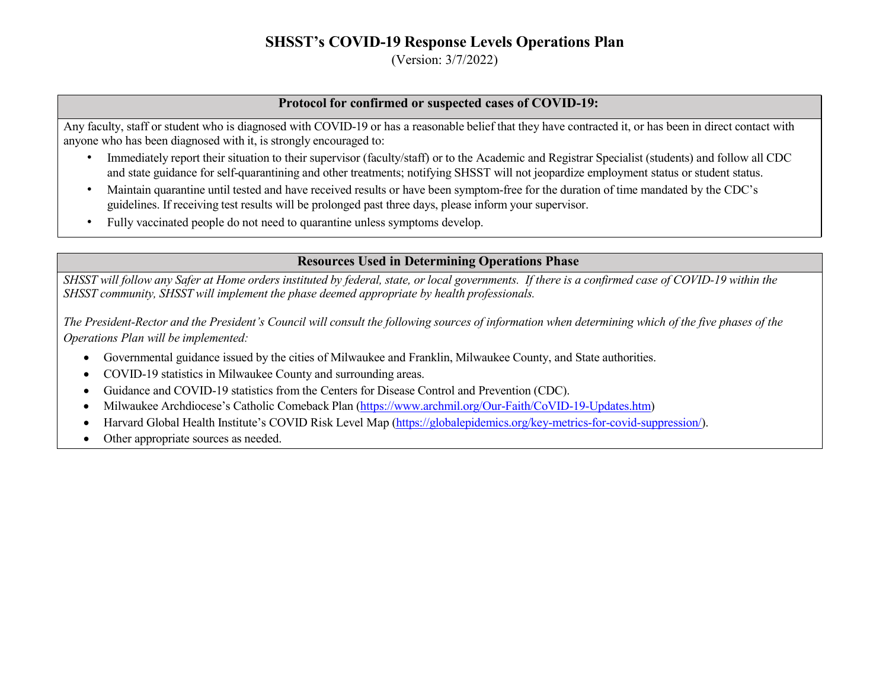# SHSST's COVID-19 Response Levels Operations Plan

(Version: 3/7/2022)

## Protocol for confirmed or suspected cases of COVID-19:

Any faculty, staff or student who is diagnosed with COVID-19 or has a reasonable belief that they have contracted it, or has been in direct contact with anyone who has been diagnosed with it, is strongly encouraged to:

- Immediately report their situation to their supervisor (faculty/staff) or to the Academic and Registrar Specialist (students) and follow all CDC and state guidance for self-quarantining and other treatments; notifying SHSST will not jeopardize employment status or student status.
- Maintain quarantine until tested and have received results or have been symptom-free for the duration of time mandated by the CDC's guidelines. If receiving test results will be prolonged past three days, please inform your supervisor.
- Fully vaccinated people do not need to quarantine unless symptoms develop.

## Resources Used in Determining Operations Phase

*SHSST will follow any Safer at Home orders instituted by federal, state, or local governments. If there is a confirmed case of COVID-19 within the SHSST community, SHSST will implement the phase deemed appropriate by health professionals.*

*The President-Rector and the President's Council will consult the following sources of information when determining which of the five phases of the Operations Plan will be implemented:*

- Governmental guidance issued by the cities of Milwaukee and Franklin, Milwaukee County, and State authorities.
- COVID-19 statistics in Milwaukee County and surrounding areas.
- Guidance and COVID-19 statistics from the Centers for Disease Control and Prevention (CDC).
- Milwaukee Archdiocese's Catholic Comeback Plan (https://www.archmil.org/Our-Faith/CoVID-19-Updates.htm)
- Harvard Global Health Institute's COVID Risk Level Map (https://globalepidemics.org/key-metrics-for-covid-suppression/).
- Other appropriate sources as needed.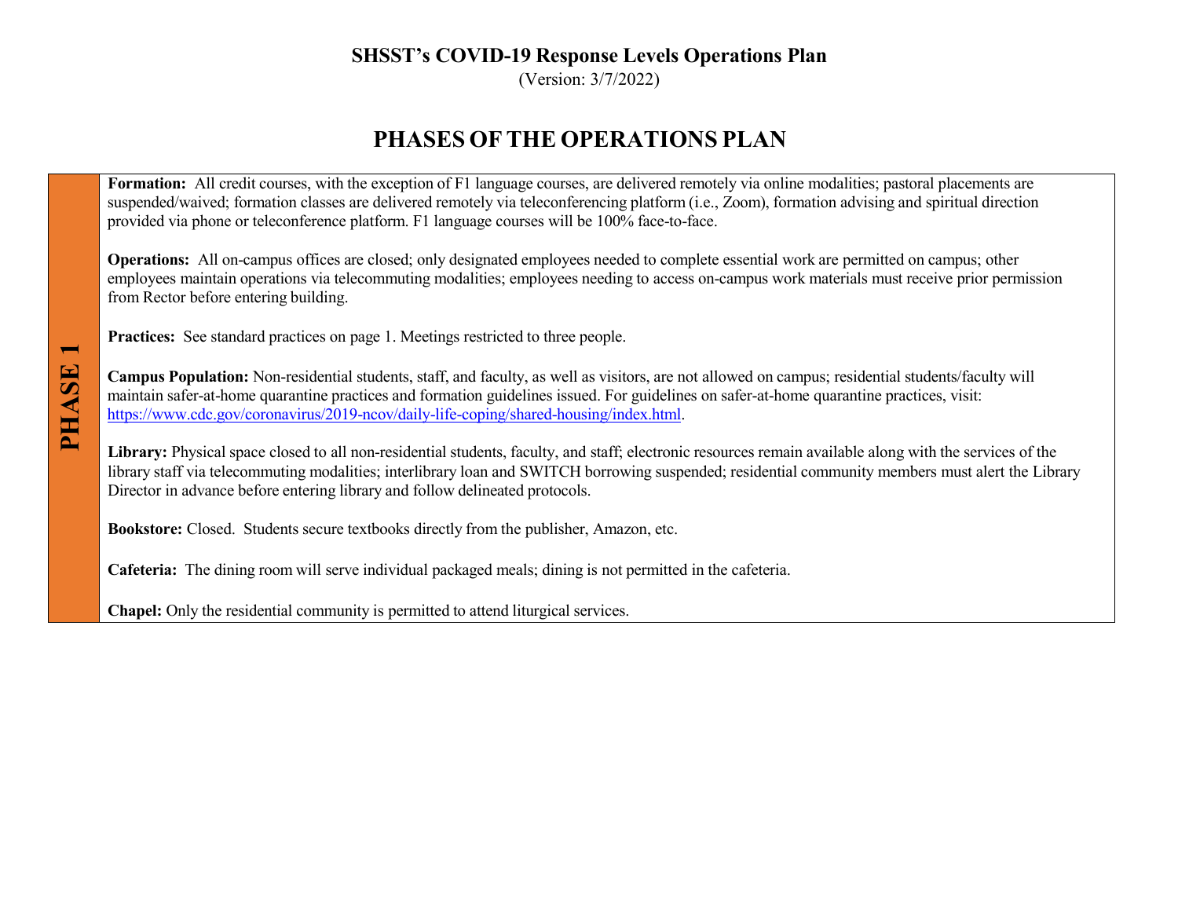**SHSST's COVID-19 Response Levels Operations Plan**

(Version: 3/7/2022)

# PHASES OF THE OPERATIONS PLAN

## PHASE 1

**Formation:** All credit courses, with the exception of F1 language courses, are delivered remotely via online modalities; pastoral placements are suspended/waived; formation classes are delivered remotely via teleconferencing platform (i.e., Zoom), formation advising and spiritual direction provided via phone or teleconference platform. F1 language courses will be 100% face-to-face.

**Operations:** All on-campus offices are closed; only designated employees needed to complete essential work are permitted on campus; other employees maintain operations via telecommuting modalities; employees needing to access on-campus work materials must receive prior permission from Rector before entering building.

**Practices:** See standard practices on page 1. Meetings restricted to three people.

**Campus Population:** Non-residential students, staff, and faculty, as well as visitors, are not allowed on campus; residential students/faculty will maintain safer-at-home quarantine practices and formation guidelines issued. For guidelines on safer-at-home quarantine practices, visit: https://www.cdc.gov/coronavirus/2019-ncov/daily-life-coping/shared-housing/index.html.

**Library:** Physical space closed to all non-residential students, faculty, and staff; electronic resources remain available along with the services of the library staff via telecommuting modalities; interlibrary loan and SWITCH borrowing suspended; residential community members must alert the Library Director in advance before entering library and follow delineated protocols.

**Bookstore:** Closed. Students secure textbooks directly from the publisher, Amazon, etc.

**Cafeteria:** The dining room will serve individual packaged meals; dining is not permitted in the cafeteria.

**Chapel:** Only the residential community is permitted to attend liturgical services.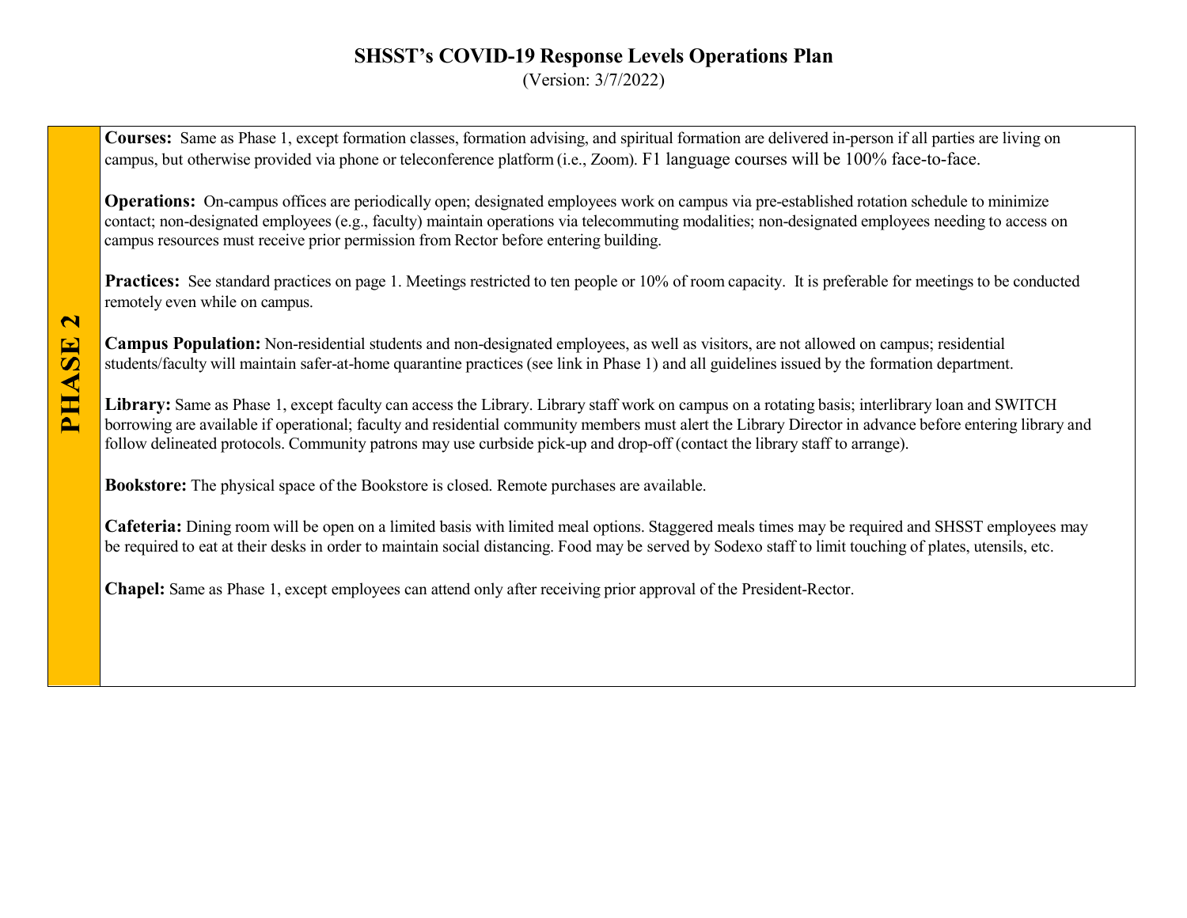# SHSST's COVID-19 Response Levels Operations Plan

(Version: 3/7/2022)

## PHASE 2

**Courses:** Same as Phase 1, except formation classes, formation advising, and spiritual formation are delivered in-person if all parties are living on campus, but otherwise provided via phone or teleconference platform (i.e., Zoom). F1 language courses will be 100% face-to-face.

**Operations:** On-campus offices are periodically open; designated employees work on campus via pre-established rotation schedule to minimize contact; non-designated employees (e.g., faculty) maintain operations via telecommuting modalities; non-designated employees needing to access on campus resources must receive prior permission from Rector before entering building.

**Practices:** See standard practices on page 1. Meetings restricted to ten people or 10% of room capacity. It is preferable for meetings to be conducted remotely even while on campus.

**Campus Population:** Non-residential students and non-designated employees, as well as visitors, are not allowed on campus; residential students/faculty will maintain safer-at-home quarantine practices (see link in Phase 1) and all guidelines issued by the formation department.

**Library:** Same as Phase 1, except faculty can access the Library. Library staff work on campus on a rotating basis; interlibrary loan and SWITCH borrowing are available if operational; faculty and residential community members must alert the Library Director in advance before entering library and follow delineated protocols. Community patrons may use curbside pick-up and drop-off (contact the library staff to arrange).

**Bookstore:** The physical space of the Bookstore is closed. Remote purchases are available.

**Cafeteria:** Dining room will be open on a limited basis with limited meal options. Staggered meals times may be required and SHSST employees may be required to eat at their desks in order to maintain social distancing. Food may be served by Sodexo staff to limit touching of plates, utensils, etc.

**Chapel:** Same as Phase 1, except employees can attend only after receiving prior approval of the President-Rector.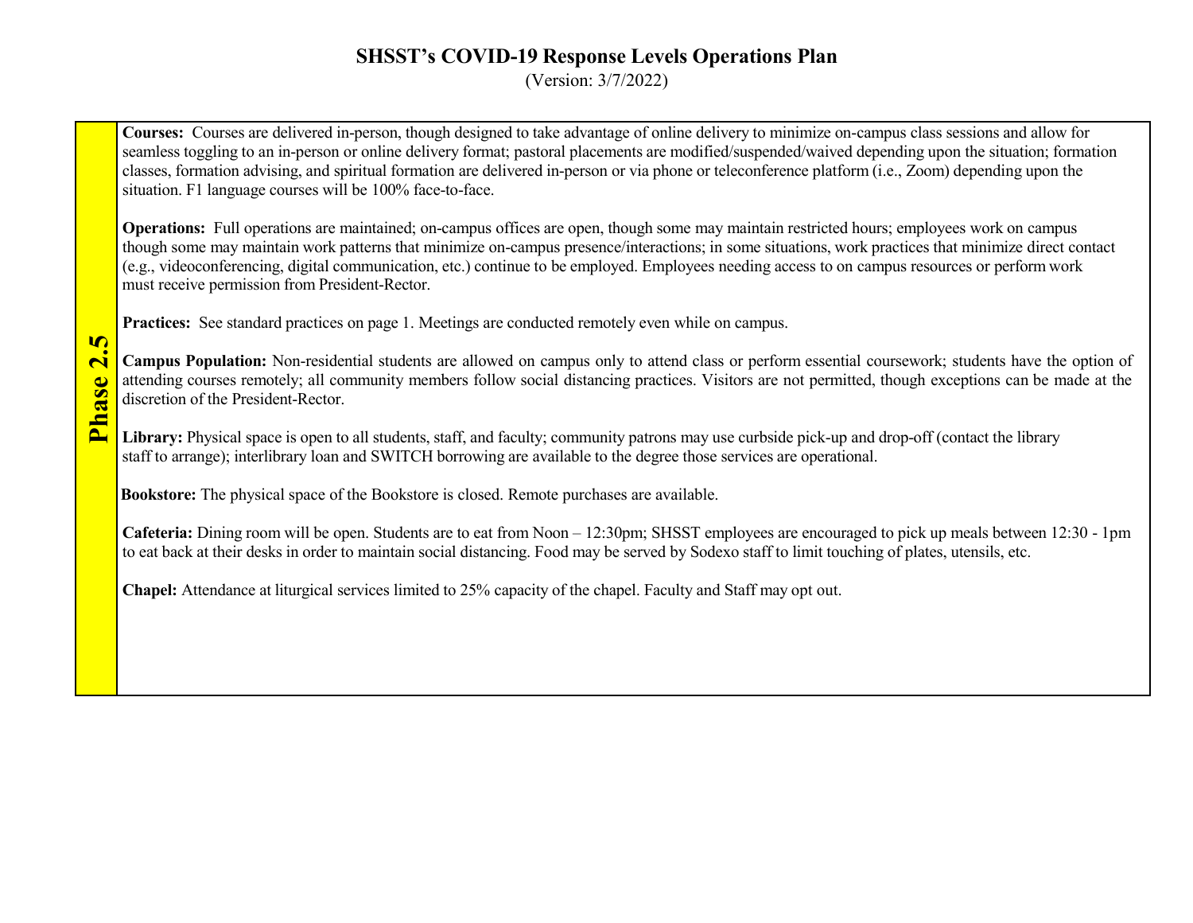# SHSST's COVID-19 Response Levels Operations Plan

(Version: 3/7/2022)

## Phase 2.5

**Courses:** Courses are delivered in-person, though designed to take advantage of online delivery to minimize on-campus class sessions and allow for seamless toggling to an in-person or online delivery format; pastoral placements are modified/suspended/waived depending upon the situation; formation classes, formation advising, and spiritual formation are delivered in-person or via phone or teleconference platform (i.e., Zoom) depending upon the situation. F1 language courses will be 100% face-to-face.

**Operations:** Full operations are maintained; on-campus offices are open, though some may maintain restricted hours; employees work on campus though some may maintain work patterns that minimize on-campus presence/interactions; in some situations, work practices that minimize direct contact (e.g., videoconferencing, digital communication, etc.) continue to be employed. Employees needing access to on campus resources or perform work must receive permission from President-Rector.

**Practices:** See standard practices on page 1. Meetings are conducted remotely even while on campus.

**Campus Population:** Non-residential students are allowed on campus only to attend class or perform essential coursework; students have the option of attending courses remotely; all community members follow social distancing practices. Visitors are not permitted, though exceptions can be made at the discretion of the President-Rector.

**Library:** Physical space is open to all students, staff, and faculty; community patrons may use curbside pick-up and drop-off (contact the library staff to arrange); interlibrary loan and SWITCH borrowing are available to the degree those services are operational.

**Bookstore:** The physical space of the Bookstore is closed. Remote purchases are available.

**Cafeteria:** Dining room will be open. Students are to eat from Noon – 12:30pm; SHSST employees are encouraged to pick up meals between 12:30 - 1pm to eat back at their desks in order to maintain social distancing. Food may be served by Sodexo staff to limit touching of plates, utensils, etc.

**Chapel:** Attendance at liturgical services limited to 25% capacity of the chapel. Faculty and Staff may opt out.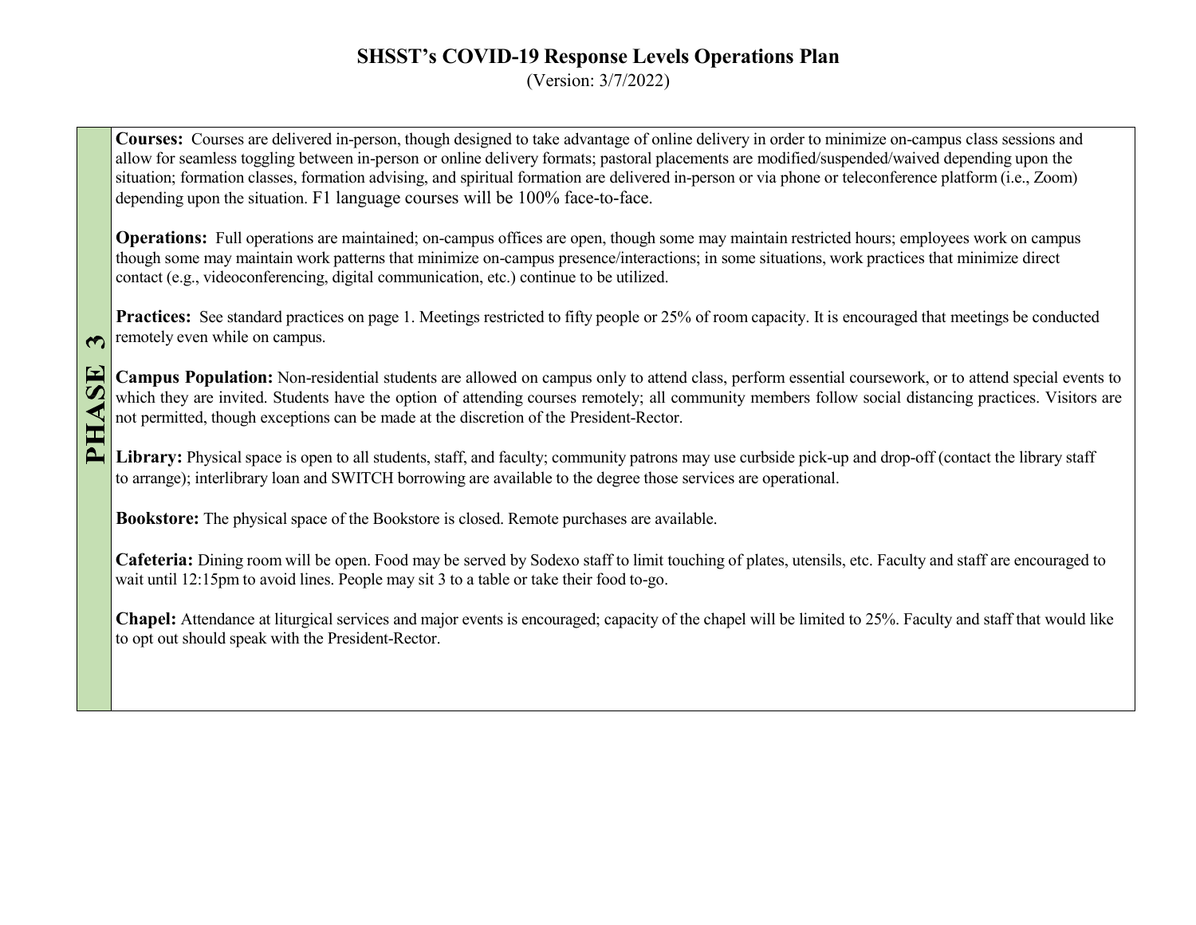# SHSST's COVID-19 Response Levels Operations Plan

(Version: 3/7/2022)

## PHASE 3

**Courses:** Courses are delivered in-person, though designed to take advantage of online delivery in order to minimize on-campus class sessions and allow for seamless toggling between in-person or online delivery formats; pastoral placements are modified/suspended/waived depending upon the situation; formation classes, formation advising, and spiritual formation are delivered in-person or via phone or teleconference platform (i.e., Zoom) depending upon the situation. F1 language courses will be 100% face-to-face.

**Operations:** Full operations are maintained; on-campus offices are open, though some may maintain restricted hours; employees work on campus though some may maintain work patterns that minimize on-campus presence/interactions; in some situations, work practices that minimize direct contact (e.g., videoconferencing, digital communication, etc.) continue to be utilized.

**Practices:** See standard practices on page 1. Meetings restricted to fifty people or 25% of room capacity. It is encouraged that meetings be conducted remotely even while on campus.

**Campus Population:** Non-residential students are allowed on campus only to attend class, perform essential coursework, or to attend special events to which they are invited. Students have the option of attending courses remotely; all community members follow social distancing practices. Visitors are not permitted, though exceptions can be made at the discretion of the President-Rector.

**Library:** Physical space is open to all students, staff, and faculty; community patrons may use curbside pick-up and drop-off (contact the library staff to arrange); interlibrary loan and SWITCH borrowing are available to the degree those services are operational.

**Bookstore:** The physical space of the Bookstore is closed. Remote purchases are available.

**Cafeteria:** Dining room will be open. Food may be served by Sodexo staff to limit touching of plates, utensils, etc. Faculty and staff are encouraged to wait until 12:15pm to avoid lines. People may sit 3 to a table or take their food to-go.

**Chapel:** Attendance at liturgical services and major events is encouraged; capacity of the chapel will be limited to 25%. Faculty and staff that would like to opt out should speak with the President-Rector.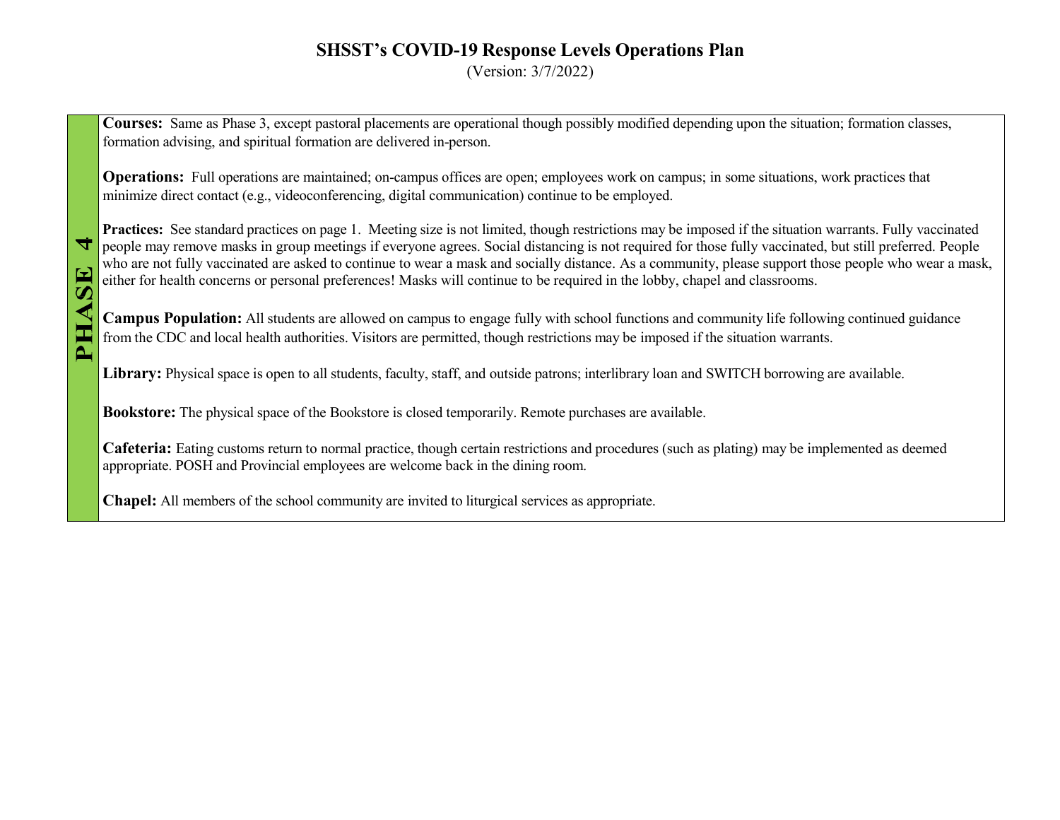# SHSST's COVID-19 Response Levels Operations Plan

(Version: 3/7/2022)

## PHASE 4

**Courses:** Same as Phase 3, except pastoral placements are operational though possibly modified depending upon the situation; formation classes, formation advising, and spiritual formation are delivered in-person.

**Operations:** Full operations are maintained; on-campus offices are open; employees work on campus; in some situations, work practices that minimize direct contact (e.g., videoconferencing, digital communication) continue to be employed.

**Practices:** See standard practices on page 1. Meeting size is not limited, though restrictions may be imposed if the situation warrants. Fully vaccinated people may remove masks in group meetings if everyone agrees. Social distancing is not required for those fully vaccinated, but still preferred. People who are not fully vaccinated are asked to continue to wear a mask and socially distance. As a community, please support those people who wear a mask, either for health concerns or personal preferences! Masks will continue to be required in the lobby, chapel and classrooms.

**Campus Population:** All students are allowed on campus to engage fully with school functions and community life following continued guidance from the CDC and local health authorities. Visitors are permitted, though restrictions may be imposed if the situation warrants.

**Library:** Physical space is open to all students, faculty, staff, and outside patrons; interlibrary loan and SWITCH borrowing are available.

**Bookstore:** The physical space of the Bookstore is closed temporarily. Remote purchases are available.

**Cafeteria:** Eating customs return to normal practice, though certain restrictions and procedures (such as plating) may be implemented as deemed appropriate. POSH and Provincial employees are welcome back in the dining room.

**Chapel:** All members of the school community are invited to liturgical services as appropriate.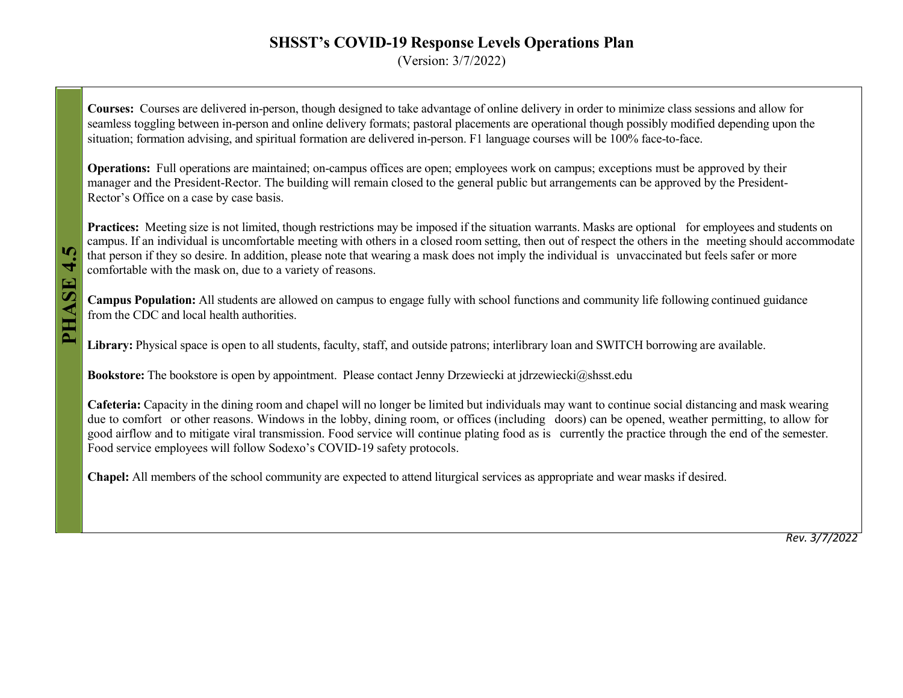# SHSST's COVID-19 Response Levels Operations Plan

(Version: 3/7/2022)

## PHASE 4.5

**Courses:** Courses are delivered in-person, though designed to take advantage of online delivery in order to minimize class sessions and allow for seamless toggling between in-person and online delivery formats; pastoral placements are operational though possibly modified depending upon the situation; formation advising, and spiritual formation are delivered in-person. F1 language courses will be 100% face-to-face.

**Operations:** Full operations are maintained; on-campus offices are open; employees work on campus; exceptions must be approved by their manager and the President-Rector. The building will remain closed to the general public but arrangements can be approved by the President-Rector's Office on a case by case basis.

**Practices:** Meeting size is not limited, though restrictions may be imposed if the situation warrants. Masks are optional for employees and students on campus. If an individual is uncomfortable meeting with others in a closed room setting, then out of respect the others in the meeting should accommodate that person if they so desire. In addition, please note that wearing a mask does not imply the individual is unvaccinated but feels safer or more comfortable with the mask on, due to a variety of reasons.

**Campus Population:** All students are allowed on campus to engage fully with school functions and community life following continued guidance from the CDC and local health authorities.

**Library:** Physical space is open to all students, faculty, staff, and outside patrons; interlibrary loan and SWITCH borrowing are available.

**Bookstore:** The bookstore is open by appointment. Please contact Jenny Drzewiecki at jdrzewiecki@shsst.edu

**Cafeteria:** Capacity in the dining room and chapel will no longer be limited but individuals may want to continue social distancing and mask wearing due to comfort or other reasons. Windows in the lobby, dining room, or offices (including doors) can be opened, weather permitting, to allow for good airflow and to mitigate viral transmission. Food service will continue plating food as is currently the practice through the end of the semester. Food service employees will follow Sodexo's COVID-19 safety protocols.

**Chapel:** All members of the school community are expected to attend liturgical services as appropriate and wear masks if desired.

*Rev. 3/7/2022*